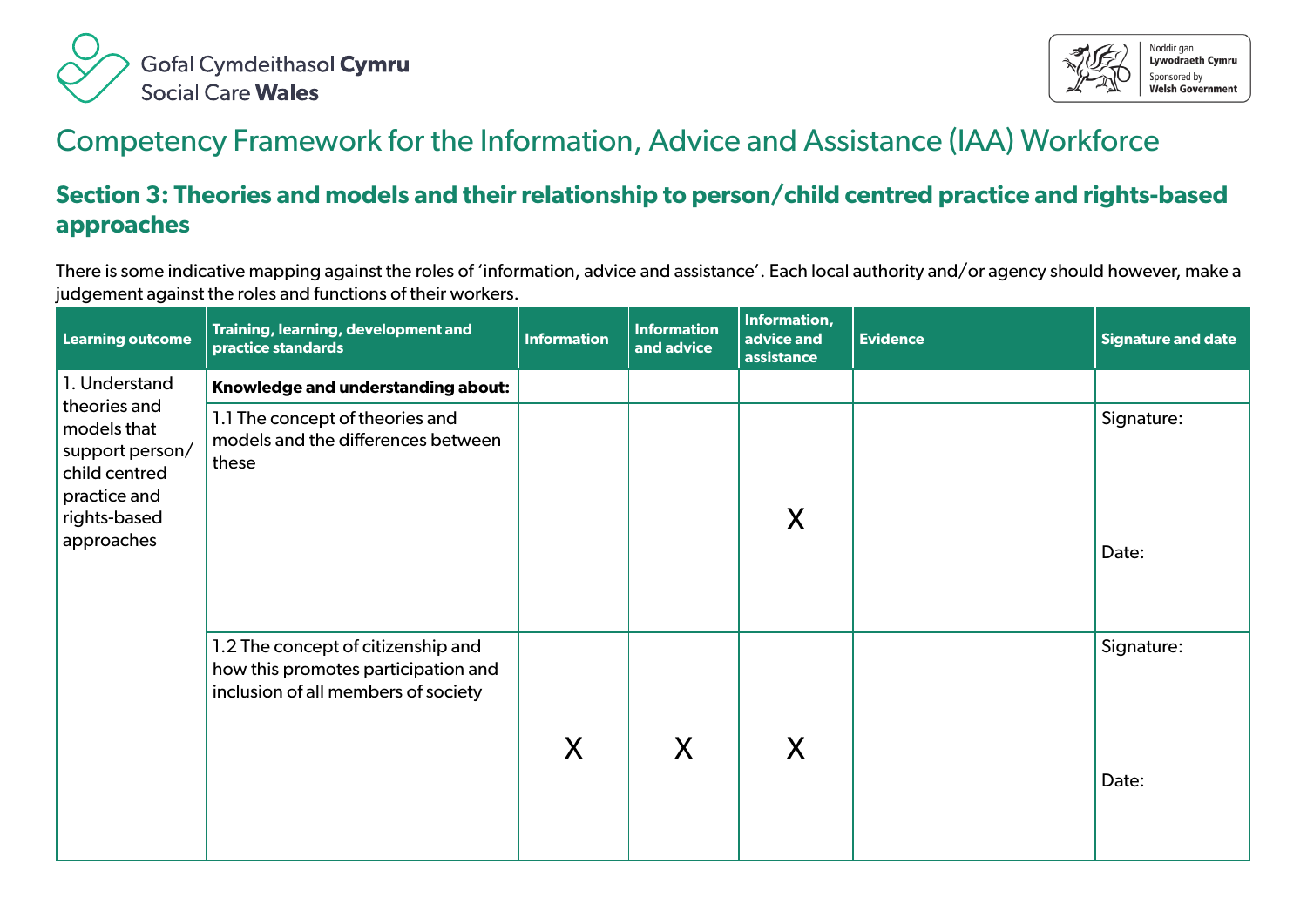Gofal Cymdeithasol **Cymru**
Social Care **Wales**

Noddir gan **Lywodraeth Cymru**
Sponsored by **Welsh Government**

# Competency Framework for the Information, Advice and Assistance (IAA) Workforce

## Section 3: Theories and models and their relationship to person/child centred practice and rights-based approaches

There is some indicative mapping against the roles of 'information, advice and assistance'. Each local authority and/or agency should however, make a judgement against the roles and functions of their workers.

| Learning outcome | Training, learning, development and practice standards | Information | Information and advice | Information, advice and assistance | Evidence | Signature and date |
|---|---|---|---|---|---|---|
| 1. Understand theories and models that support person/child centred practice and rights-based approaches | **Knowledge and understanding about:** | | | | | |
| | 1.1 The concept of theories and models and the differences between these | | | X | | Signature: <br><br> Date: |
| | 1.2 The concept of citizenship and how this promotes participation and inclusion of all members of society | X | X | X | | Signature: <br><br> Date: |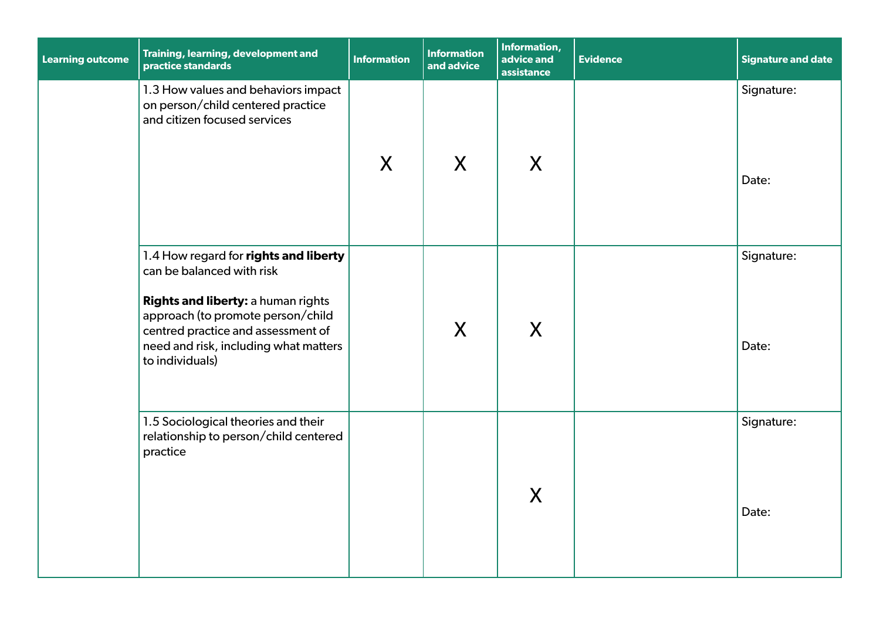| Learning outcome | Training, learning, development and practice standards | Information | Information and advice | Information, advice and assistance | Evidence | Signature and date |
|---|---|---|---|---|---|---|
| | 1.3 How values and behaviors impact on person/child centered practice and citizen focused services | X | X | X | | Signature: <br><br> Date: |
| | 1.4 How regard for **rights and liberty** can be balanced with risk <br><br> **Rights and liberty:** a human rights approach (to promote person/child centred practice and assessment of need and risk, including what matters to individuals) | | X | X | | Signature: <br><br> Date: |
| | 1.5 Sociological theories and their relationship to person/child centered practice | | | X | | Signature: <br><br> Date: |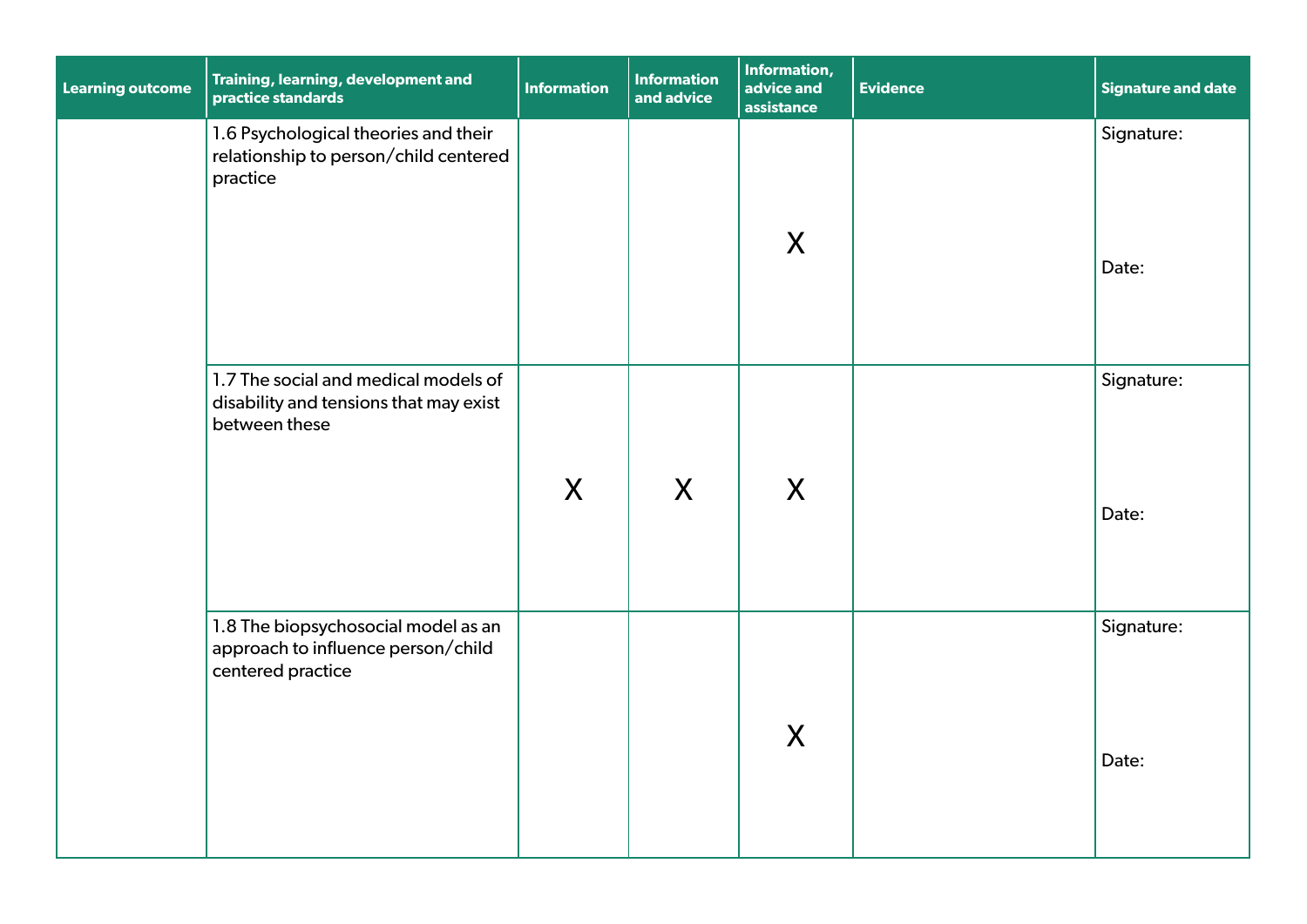| Learning outcome | Training, learning, development and practice standards | Information | Information and advice | Information, advice and assistance | Evidence | Signature and date |
|---|---|---|---|---|---|---|
| | 1.6 Psychological theories and their relationship to person/child centered practice | | | X | | Signature: Date: |
| | 1.7 The social and medical models of disability and tensions that may exist between these | X | X | X | | Signature: Date: |
| | 1.8 The biopsychosocial model as an approach to influence person/child centered practice | | | X | | Signature: Date: |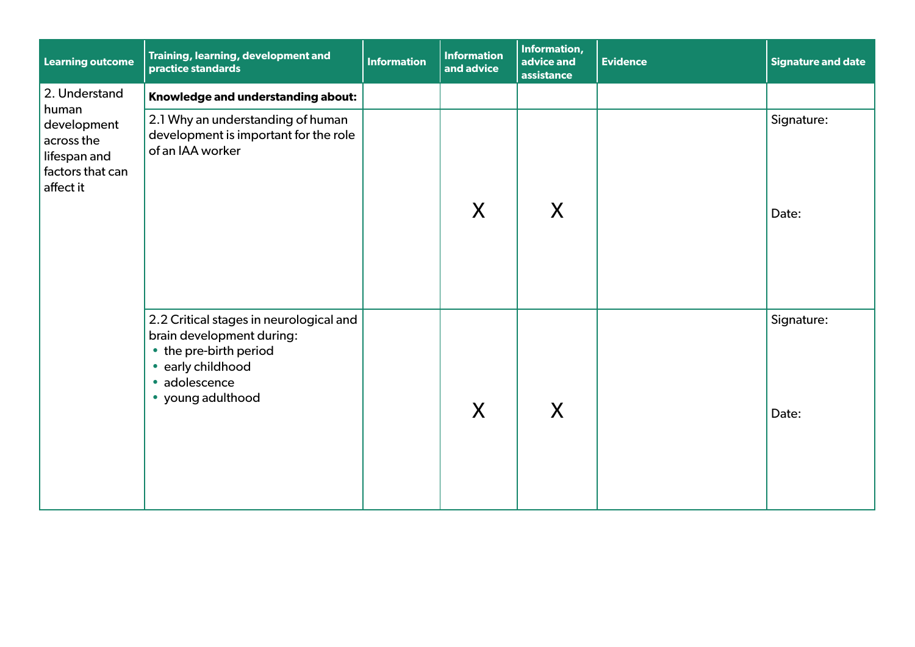| Learning outcome | Training, learning, development and practice standards | Information | Information and advice | Information, advice and assistance | Evidence | Signature and date |
|---|---|---|---|---|---|---|
| 2. Understand human development across the lifespan and factors that can affect it | **Knowledge and understanding about:** | | | | | |
| | 2.1 Why an understanding of human development is important for the role of an IAA worker | | X | X | | Signature:<br><br>Date: |
| | 2.2 Critical stages in neurological and brain development during:<br>• the pre-birth period<br>• early childhood<br>• adolescence<br>• young adulthood | | X | X | | Signature:<br><br>Date: |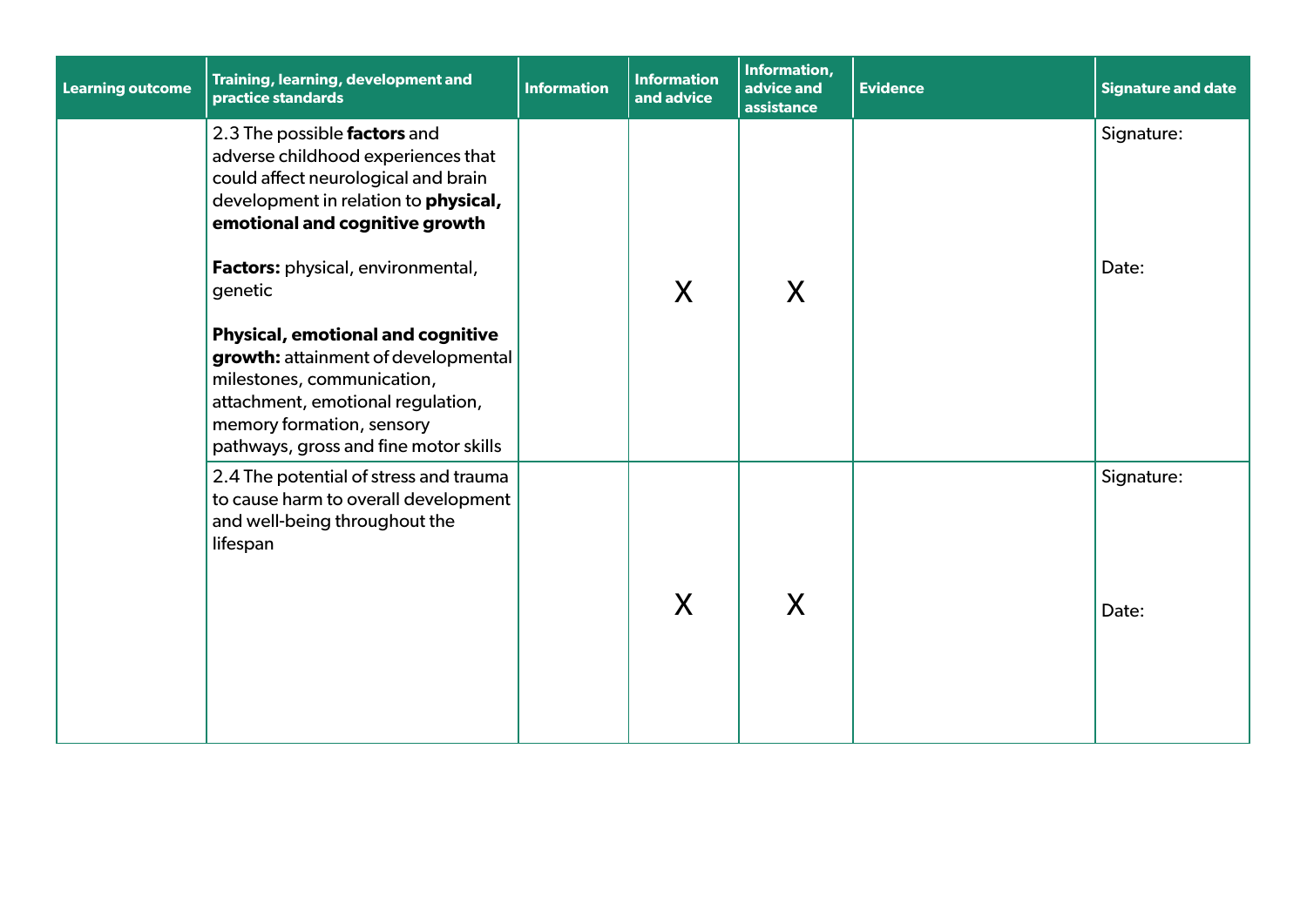| Learning outcome | Training, learning, development and practice standards | Information | Information and advice | Information, advice and assistance | Evidence | Signature and date |
|---|---|---|---|---|---|---|
| | 2.3 The possible **factors** and adverse childhood experiences that could affect neurological and brain development in relation to **physical, emotional and cognitive growth**<br><br>**Factors:** physical, environmental, genetic<br><br>**Physical, emotional and cognitive growth:** attainment of developmental milestones, communication, attachment, emotional regulation, memory formation, sensory pathways, gross and fine motor skills | | X | X | | Signature:<br><br>Date: |
| | 2.4 The potential of stress and trauma to cause harm to overall development and well-being throughout the lifespan | | X | X | | Signature:<br><br>Date: |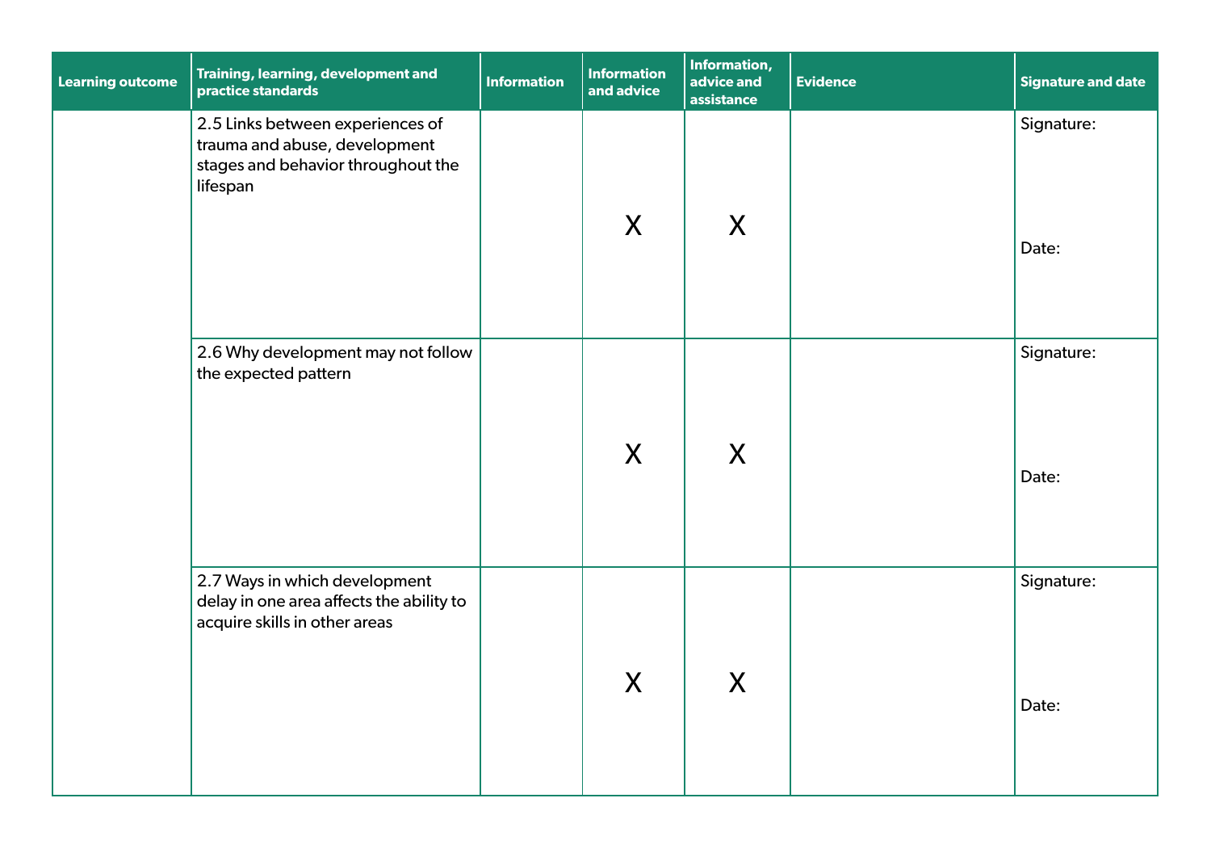| Learning outcome | Training, learning, development and practice standards | Information | Information and advice | Information, advice and assistance | Evidence | Signature and date |
|---|---|---|---|---|---|---|
| | 2.5 Links between experiences of trauma and abuse, development stages and behavior throughout the lifespan | | X | X | | Signature: Date: |
| | 2.6 Why development may not follow the expected pattern | | X | X | | Signature: Date: |
| | 2.7 Ways in which development delay in one area affects the ability to acquire skills in other areas | | X | X | | Signature: Date: |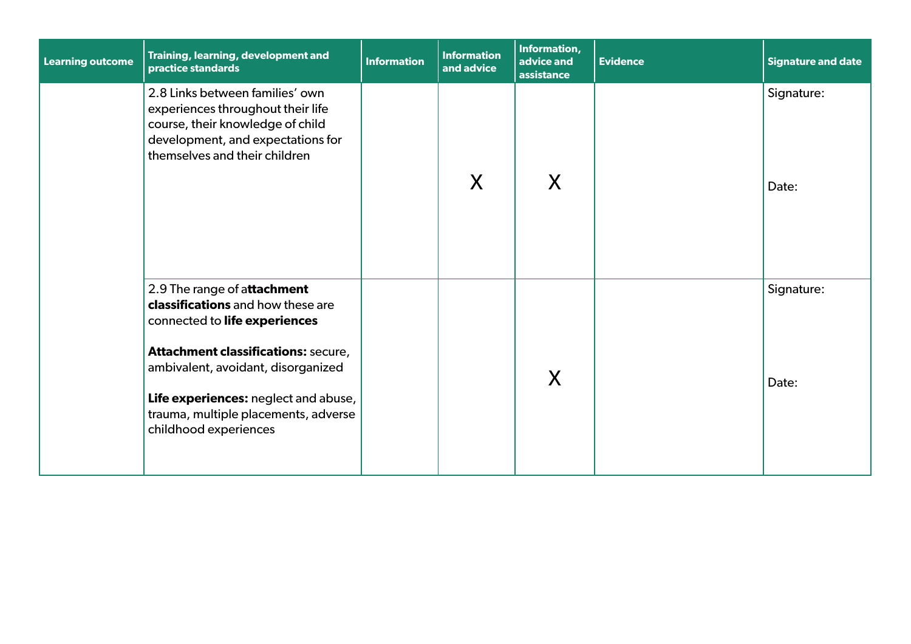| Learning outcome | Training, learning, development and practice standards | Information | Information and advice | Information, advice and assistance | Evidence | Signature and date |
|---|---|---|---|---|---|---|
| | 2.8 Links between families' own experiences throughout their life course, their knowledge of child development, and expectations for themselves and their children | | X | X | | Signature:<br><br>Date: |
| | 2.9 The range of a**ttachment classifications** and how these are connected to **life experiences**<br><br>**Attachment classifications:** secure, ambivalent, avoidant, disorganized<br><br>**Life experiences:** neglect and abuse, trauma, multiple placements, adverse childhood experiences | | | X | | Signature:<br><br>Date: |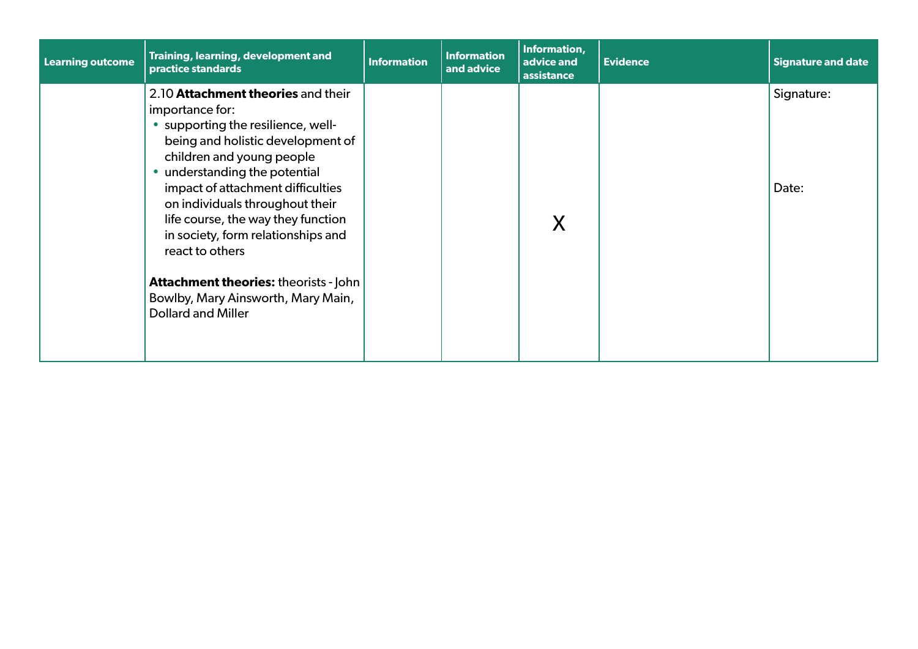| Learning outcome | Training, learning, development and practice standards | Information | Information and advice | Information, advice and assistance | Evidence | Signature and date |
|---|---|---|---|---|---|---|
| | 2.10 **Attachment theories** and their importance for:<br>• supporting the resilience, well-being and holistic development of children and young people<br>• understanding the potential impact of attachment difficulties on individuals throughout their life course, the way they function in society, form relationships and react to others<br><br>**Attachment theories:** theorists - John Bowlby, Mary Ainsworth, Mary Main, Dollard and Miller | | | X | | Signature:<br><br>Date: |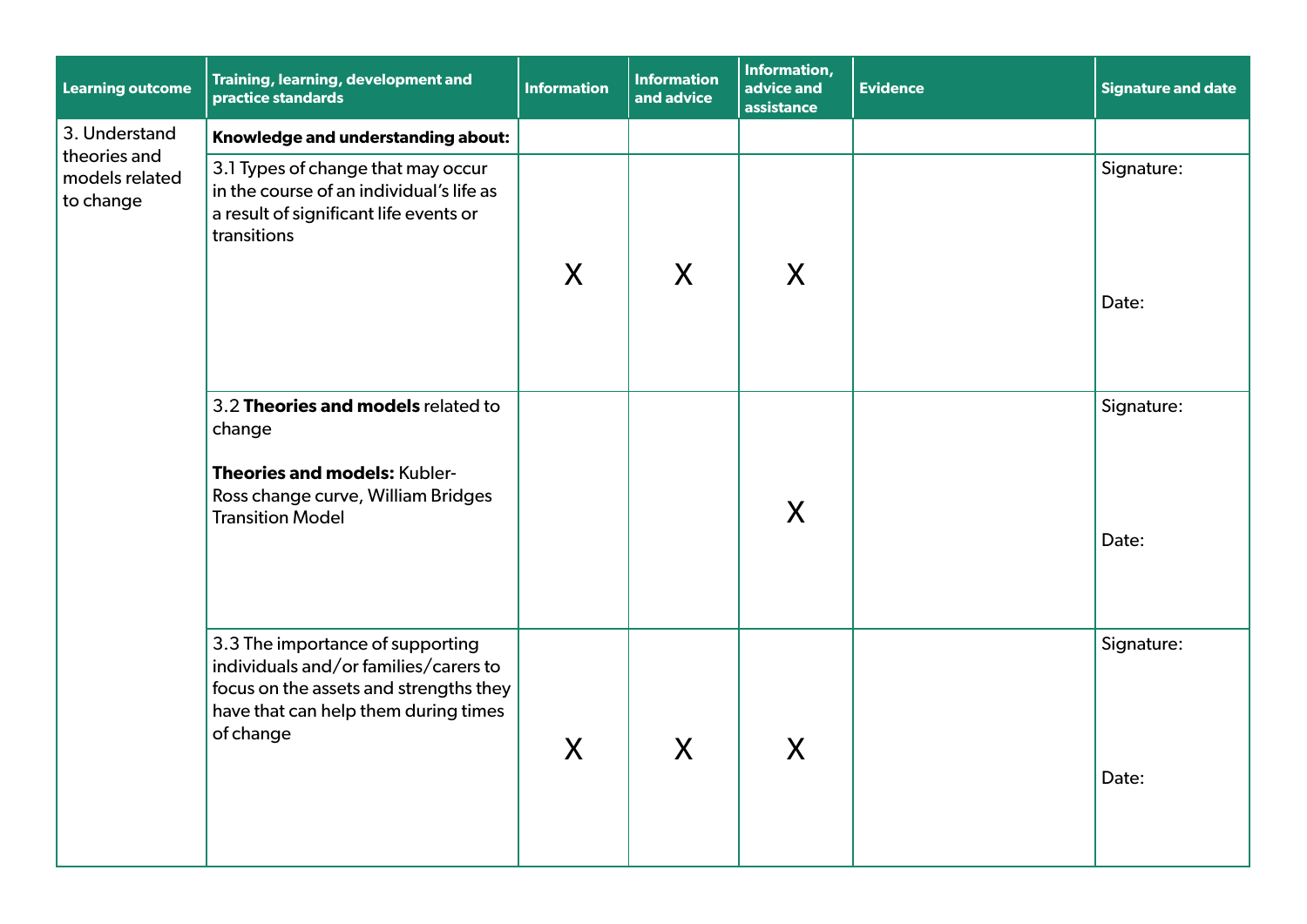| Learning outcome | Training, learning, development and practice standards | Information | Information and advice | Information, advice and assistance | Evidence | Signature and date |
|---|---|---|---|---|---|---|
| 3. Understand theories and models related to change | **Knowledge and understanding about:** | | | | | |
| | 3.1 Types of change that may occur in the course of an individual's life as a result of significant life events or transitions | X | X | X | | Signature: Date: |
| | 3.2 **Theories and models** related to change **Theories and models:** Kubler-Ross change curve, William Bridges Transition Model | | | X | | Signature: Date: |
| | 3.3 The importance of supporting individuals and/or families/carers to focus on the assets and strengths they have that can help them during times of change | X | X | X | | Signature: Date: |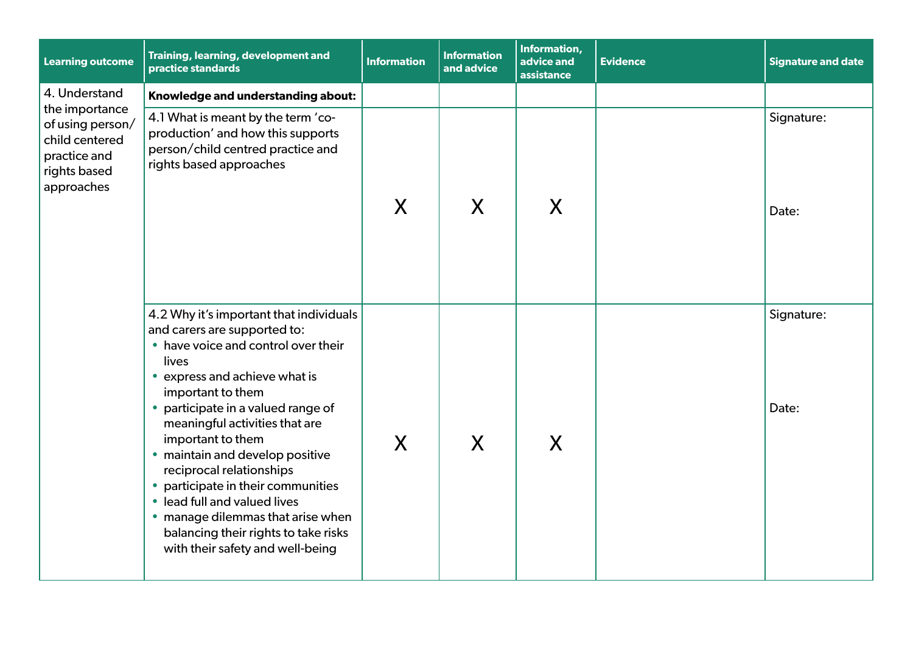| Learning outcome | Training, learning, development and practice standards | Information | Information and advice | Information, advice and assistance | Evidence | Signature and date |
|---|---|---|---|---|---|---|
| 4. Understand the importance of using person/child centered practice and rights based approaches | **Knowledge and understanding about:** | | | | | |
| | 4.1 What is meant by the term 'co-production' and how this supports person/child centred practice and rights based approaches | X | X | X | | Signature:<br><br>Date: |
| | 4.2 Why it's important that individuals and carers are supported to:<br>• have voice and control over their lives<br>• express and achieve what is important to them<br>• participate in a valued range of meaningful activities that are important to them<br>• maintain and develop positive reciprocal relationships<br>• participate in their communities<br>• lead full and valued lives<br>• manage dilemmas that arise when balancing their rights to take risks with their safety and well-being | X | X | X | | Signature:<br><br>Date: |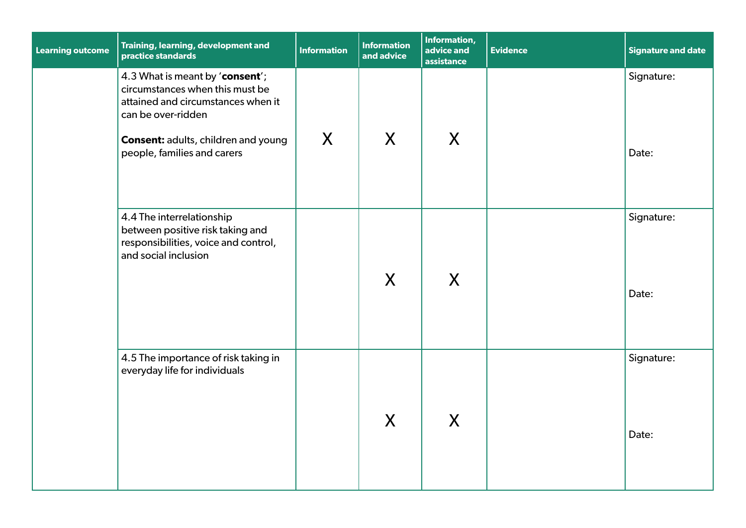| Learning outcome | Training, learning, development and practice standards | Information | Information and advice | Information, advice and assistance | Evidence | Signature and date |
|---|---|---|---|---|---|---|
| | 4.3 What is meant by '**consent**'; circumstances when this must be attained and circumstances when it can be over-ridden<br><br>**Consent:** adults, children and young people, families and carers | X | X | X | | Signature:<br><br>Date: |
| | 4.4 The interrelationship between positive risk taking and responsibilities, voice and control, and social inclusion | | X | X | | Signature:<br><br>Date: |
| | 4.5 The importance of risk taking in everyday life for individuals | | X | X | | Signature:<br><br>Date: |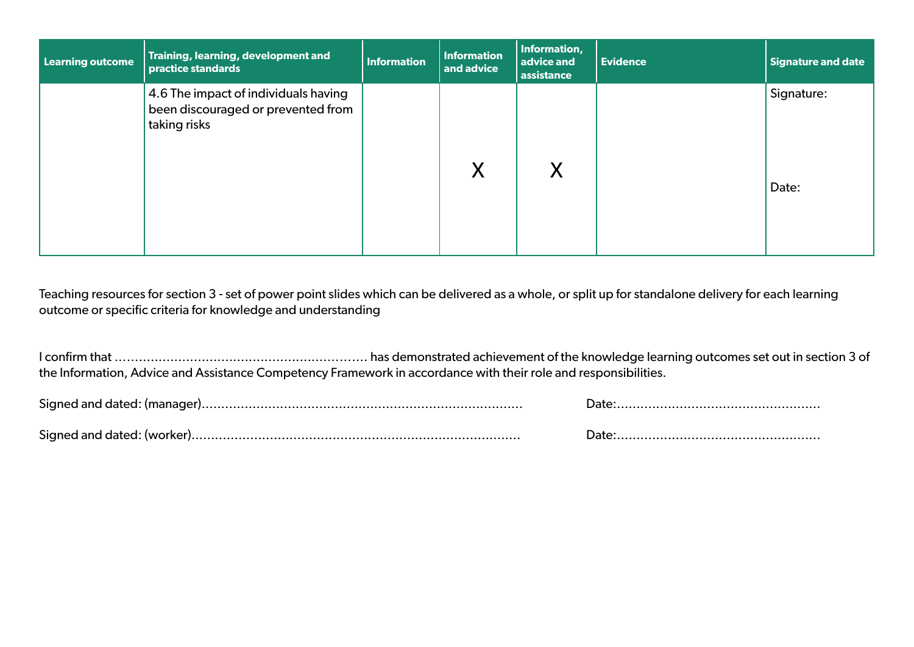| Learning outcome | Training, learning, development and practice standards | Information | Information and advice | Information, advice and assistance | Evidence | Signature and date |
|---|---|---|---|---|---|---|
| | 4.6 The impact of individuals having been discouraged or prevented from taking risks | | X | X | | Signature:<br><br>Date: |

Teaching resources for section 3 - set of power point slides which can be delivered as a whole, or split up for standalone delivery for each learning outcome or specific criteria for knowledge and understanding

I confirm that ……………………………………………………… has demonstrated achievement of the knowledge learning outcomes set out in section 3 of the Information, Advice and Assistance Competency Framework in accordance with their role and responsibilities.

Signed and dated: (manager)……………………………………………………………………… Date:……………………………………………

Signed and dated: (worker)………………………………………………………………………… Date:……………………………………………